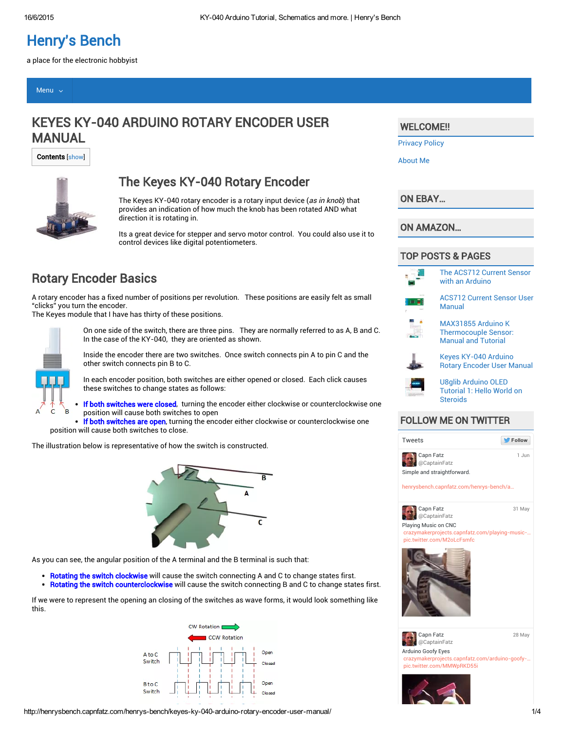# Henry's Bench

a place for the electronic hobbyist

Menu

# KEYES KY-040 ARDUINO ROTARY ENCODER USER MANUAL

**Contents** [show]

## The Keyes KY-040 Rotary Encoder

The Keyes KY-040 rotary encoder is a rotary input device (*as in knob*) that provides an indication of how much the knob has been rotated AND what direction it is rotating in.

Its a great device for stepper and servo motor control. You could also use it to control devices like digital potentiometers.

## Rotary Encoder Basics

A rotary encoder has a fixed number of positions per revolution. These positions are easily felt as small "clicks" you turn the encoder.
The Keyes module that I have has thirty of these positions.

On one side of the switch, there are three pins. They are normally referred to as A, B and C. In the case of the KY-040, they are oriented as shown.

Inside the encoder there are two switches. Once switch connects pin A to pin C and the other switch connects pin B to C.

In each encoder position, both switches are either opened or closed. Each click causes these switches to change states as follows:

- **If both switches were closed**, turning the encoder either clockwise or counterclockwise one position will cause both switches to open
- **If both switches are open**, turning the encoder either clockwise or counterclockwise one position will cause both switches to close.

The illustration below is representative of how the switch is constructed.

As you can see, the angular position of the A terminal and the B terminal is such that:

- **Rotating the switch clockwise** will cause the switch connecting A and C to change states first.
- **Rotating the switch counterclockwise** will cause the switch connecting B and C to change states first.

If we were to represent the opening an closing of the switches as wave forms, it would look something like this.

## WELCOME!!

Privacy Policy

About Me

## ON EBAY...

## ON AMAZON...

## TOP POSTS & PAGES

- The ACS712 Current Sensor with an Arduino
- ACS712 Current Sensor User Manual
- MAX31855 Arduino K Thermocouple Sensor: Manual and Tutorial
- Keyes KY-040 Arduino Rotary Encoder User Manual
- U8glib Arduino OLED Tutorial 1: Hello World on Steroids

## FOLLOW ME ON TWITTER

Tweets Follow

Capn Fatz @CaptainFatz 1 Jun
Simple and straightforward.
henrysbench.capnfatz.com/henrys-bench/a...

Capn Fatz @CaptainFatz 31 May
Playing Music on CNC
crazymakerprojects.capnfatz.com/playing-music-...
pic.twitter.com/M2oLcFsmfc

Capn Fatz @CaptainFatz 28 May
Arduino Goofy Eyes
crazymakerprojects.capnfatz.com/arduino-goofy-...
pic.twitter.com/MMWpRKD55i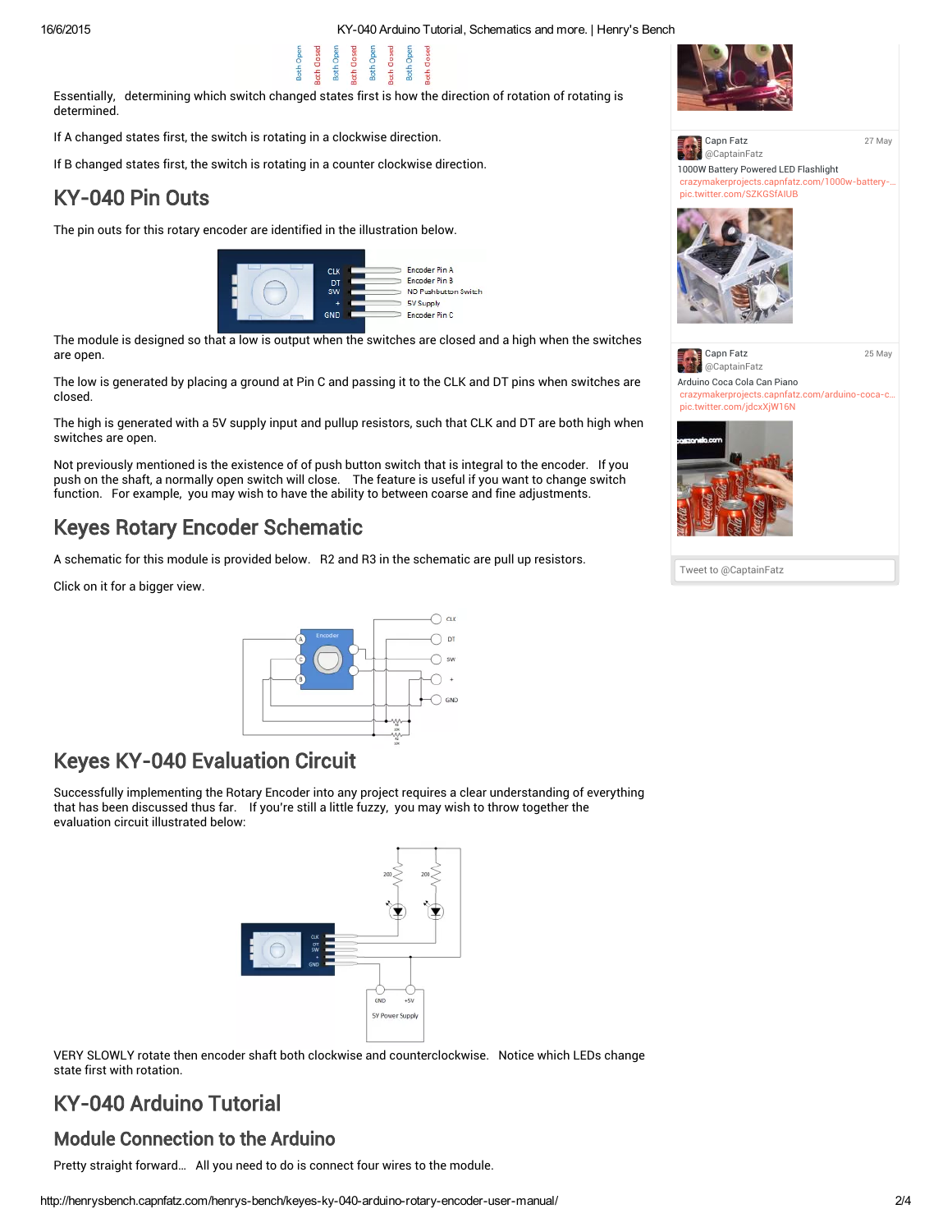Essentially, determining which switch changed states first is how the direction of rotation of rotating is determined.

If A changed states first, the switch is rotating in a clockwise direction.

If B changed states first, the switch is rotating in a counter clockwise direction.

## KY-040 Pin Outs

The pin outs for this rotary encoder are identified in the illustration below.

The module is designed so that a low is output when the switches are closed and a high when the switches are open.

The low is generated by placing a ground at Pin C and passing it to the CLK and DT pins when switches are closed.

The high is generated with a 5V supply input and pullup resistors, such that CLK and DT are both high when switches are open.

Not previously mentioned is the existence of of push button switch that is integral to the encoder. If you push on the shaft, a normally open switch will close. The feature is useful if you want to change switch function. For example, you may wish to have the ability to between coarse and fine adjustments.

## Keyes Rotary Encoder Schematic

A schematic for this module is provided below. R2 and R3 in the schematic are pull up resistors.

Click on it for a bigger view.

## Keyes KY-040 Evaluation Circuit

Successfully implementing the Rotary Encoder into any project requires a clear understanding of everything that has been discussed thus far. If you're still a little fuzzy, you may wish to throw together the evaluation circuit illustrated below:

VERY SLOWLY rotate then encoder shaft both clockwise and counterclockwise. Notice which LEDs change state first with rotation.

## KY-040 Arduino Tutorial

### Module Connection to the Arduino

Pretty straight forward… All you need to do is connect four wires to the module.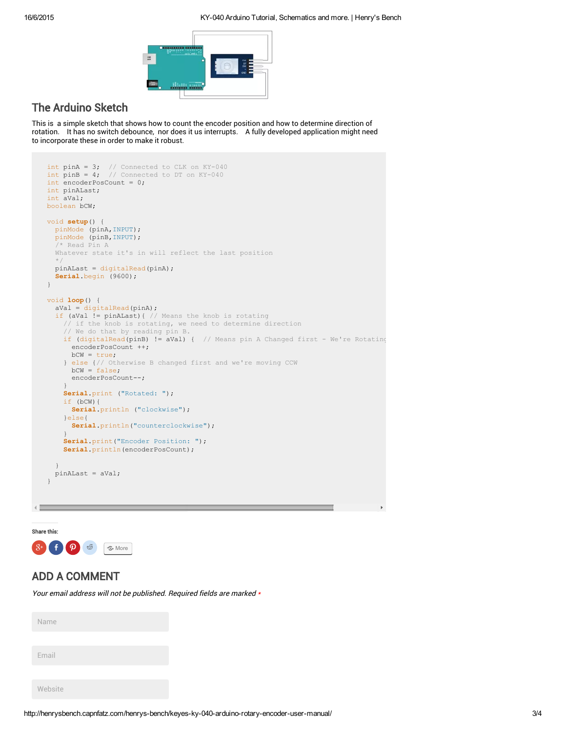## The Arduino Sketch

This is a simple sketch that shows how to count the encoder position and how to determine direction of rotation. It has no switch debounce, nor does it us interrupts. A fully developed application might need to incorporate these in order to make it robust.

```
int pinA = 3;  // Connected to CLK on KY-040
int pinB = 4;  // Connected to DT on KY-040
int encoderPosCount = 0;
int pinALast;
int aVal;
boolean bCW;

void setup() {
  pinMode (pinA,INPUT);
  pinMode (pinB,INPUT);
  /* Read Pin A
  Whatever state it's in will reflect the last position
  */
  pinALast = digitalRead(pinA);
  Serial.begin (9600);
}

void loop() {
  aVal = digitalRead(pinA);
  if (aVal != pinALast){ // Means the knob is rotating
    // if the knob is rotating, we need to determine direction
    // We do that by reading pin B.
    if (digitalRead(pinB) != aVal) {  // Means pin A Changed first - We're Rotating
      encoderPosCount ++;
      bCW = true;
    } else {// Otherwise B changed first and we're moving CCW
      bCW = false;
      encoderPosCount--;
    }
    Serial.print ("Rotated: ");
    if (bCW){
      Serial.println ("clockwise");
    }else{
      Serial.println("counterclockwise");
    }
    Serial.print("Encoder Position: ");
    Serial.println(encoderPosCount);

  }
  pinALast = aVal;
}
```

**Share this:**

More

## ADD A COMMENT

*Your email address will not be published. Required fields are marked* *

Name

Email

Website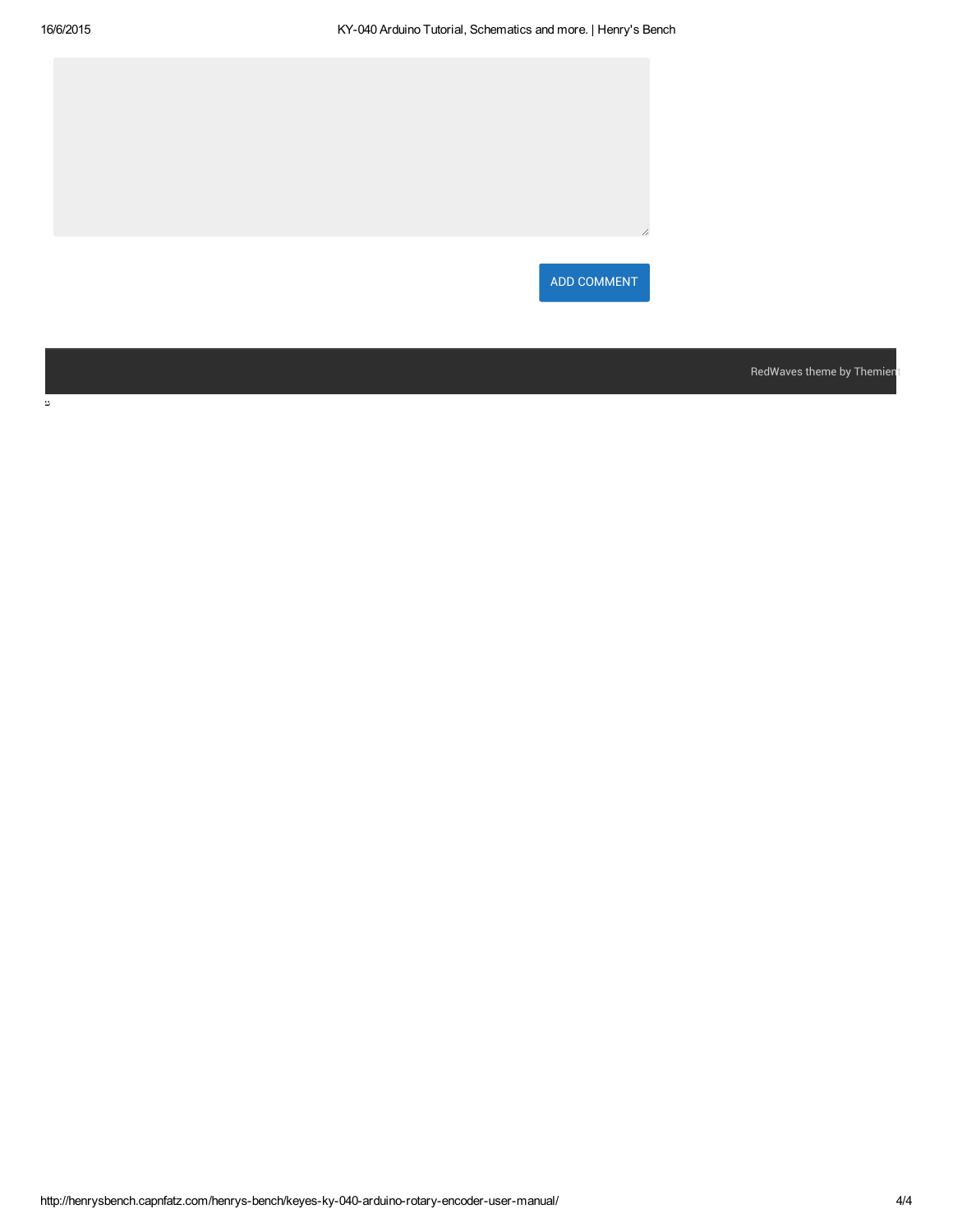ADD COMMENT

RedWaves theme by Themient